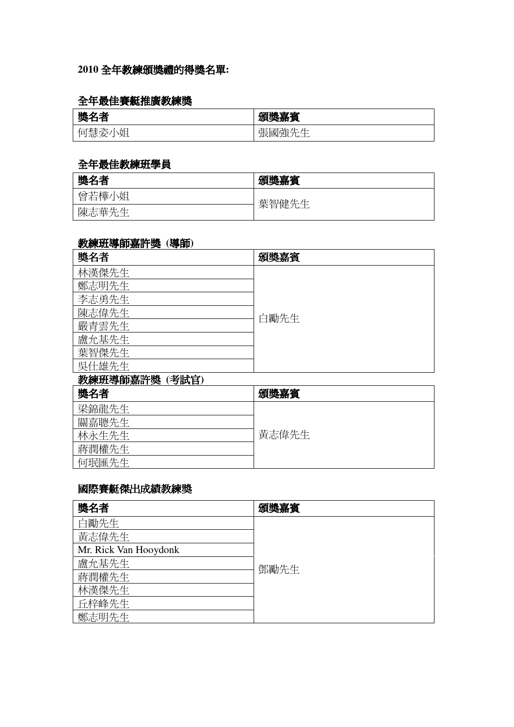**2010 全年教練頒獎禮的得獎名單:**

## 全年最佳賽艇推廣教練獎

| 獎名者 | 頒獎嘉賓 |
| --- | --- |
| 何慧姿小姐 | 張國強先生 |

## 全年最佳教練班學員

| 獎名者 | 頒獎嘉賓 |
| --- | --- |
| 曾若樺小姐 | 葉智健先生 |
| 陳志華先生 | |

## 教練班導師嘉許獎 (導師)

| 獎名者 | 頒獎嘉賓 |
| --- | --- |
| 林漢傑先生 | 白勵先生 |
| 鄭志明先生 | |
| 李志勇先生 | |
| 陳志偉先生 | |
| 嚴青雲先生 | |
| 盧允基先生 | |
| 葉智傑先生 | |
| 吳仕雄先生 | |

## 教練班導師嘉許獎 (考試官)

| 獎名者 | 頒獎嘉賓 |
| --- | --- |
| 梁錦龍先生 | 黃志偉先生 |
| 關嘉聰先生 | |
| 林永生先生 | |
| 蔣潤權先生 | |
| 何珉滙先生 | |

## 國際賽艇傑出成績教練獎

| 獎名者 | 頒獎嘉賓 |
| --- | --- |
| 白勵先生 | 鄧勵先生 |
| 黃志偉先生 | |
| Mr. Rick Van Hooydonk | |
| 盧允基先生 | |
| 蔣潤權先生 | |
| 林漢傑先生 | |
| 丘梓峰先生 | |
| 鄭志明先生 | |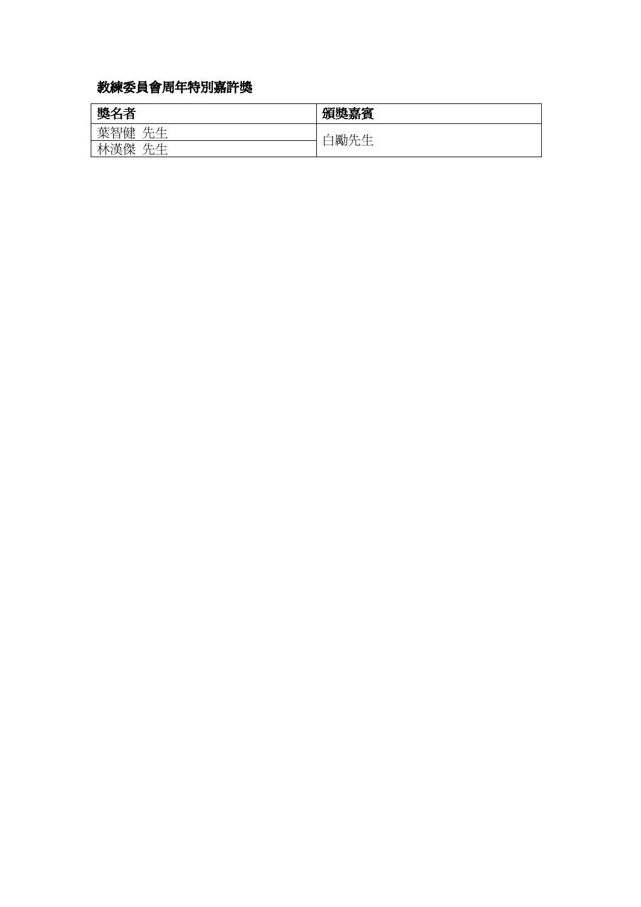**教練委員會周年特別嘉許獎**

| 獎名者 | 頒獎嘉賓 |
| --- | --- |
| 葉智健 先生 | 白勵先生 |
| 林漢傑 先生 | |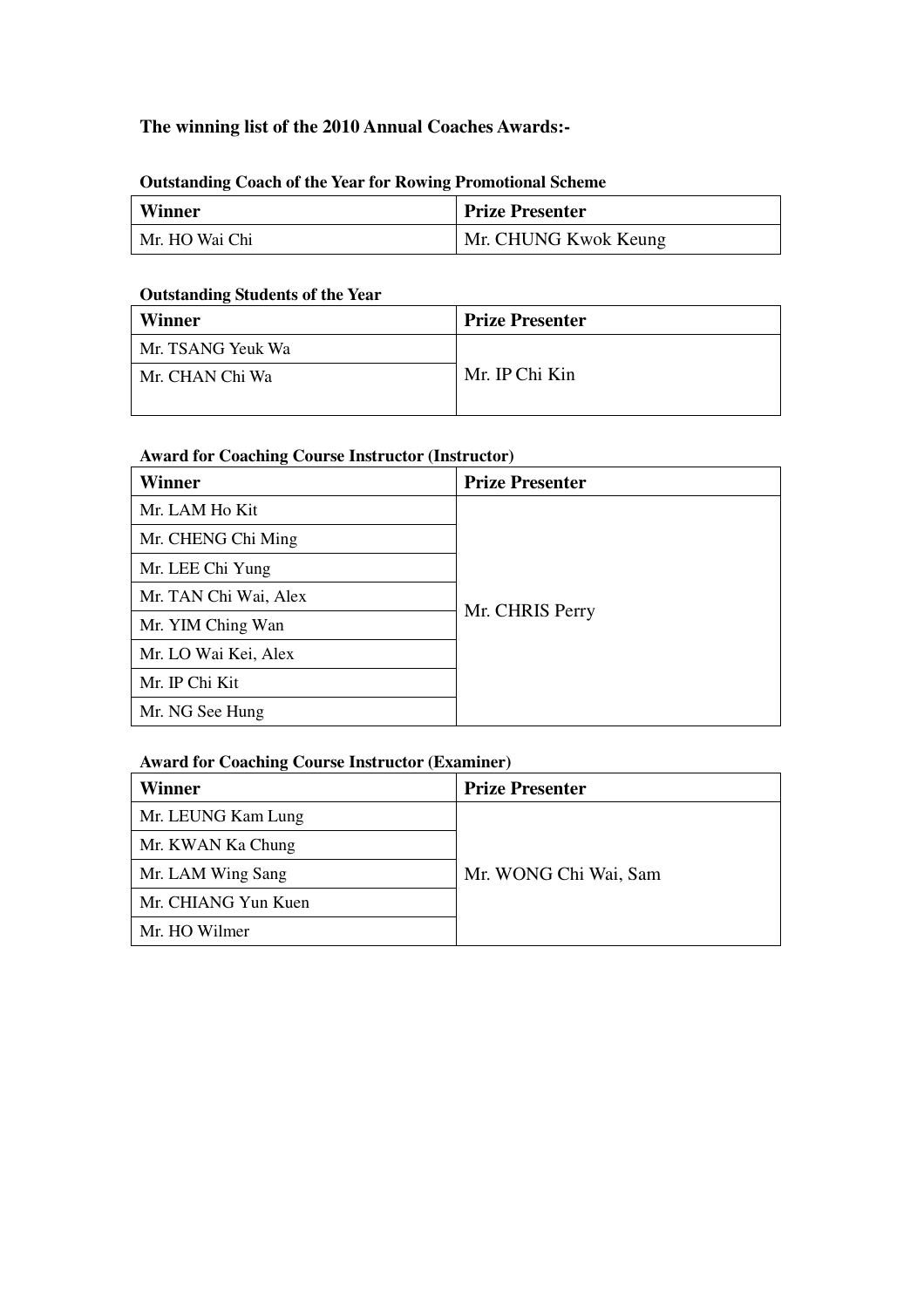**The winning list of the 2010 Annual Coaches Awards:-**

**Outstanding Coach of the Year for Rowing Promotional Scheme**

| Winner | Prize Presenter |
|---|---|
| Mr. HO Wai Chi | Mr. CHUNG Kwok Keung |

**Outstanding Students of the Year**

| Winner | Prize Presenter |
|---|---|
| Mr. TSANG Yeuk Wa | Mr. IP Chi Kin |
| Mr. CHAN Chi Wa | |

**Award for Coaching Course Instructor (Instructor)**

| Winner | Prize Presenter |
|---|---|
| Mr. LAM Ho Kit | Mr. CHRIS Perry |
| Mr. CHENG Chi Ming | |
| Mr. LEE Chi Yung | |
| Mr. TAN Chi Wai, Alex | |
| Mr. YIM Ching Wan | |
| Mr. LO Wai Kei, Alex | |
| Mr. IP Chi Kit | |
| Mr. NG See Hung | |

**Award for Coaching Course Instructor (Examiner)**

| Winner | Prize Presenter |
|---|---|
| Mr. LEUNG Kam Lung | Mr. WONG Chi Wai, Sam |
| Mr. KWAN Ka Chung | |
| Mr. LAM Wing Sang | |
| Mr. CHIANG Yun Kuen | |
| Mr. HO Wilmer | |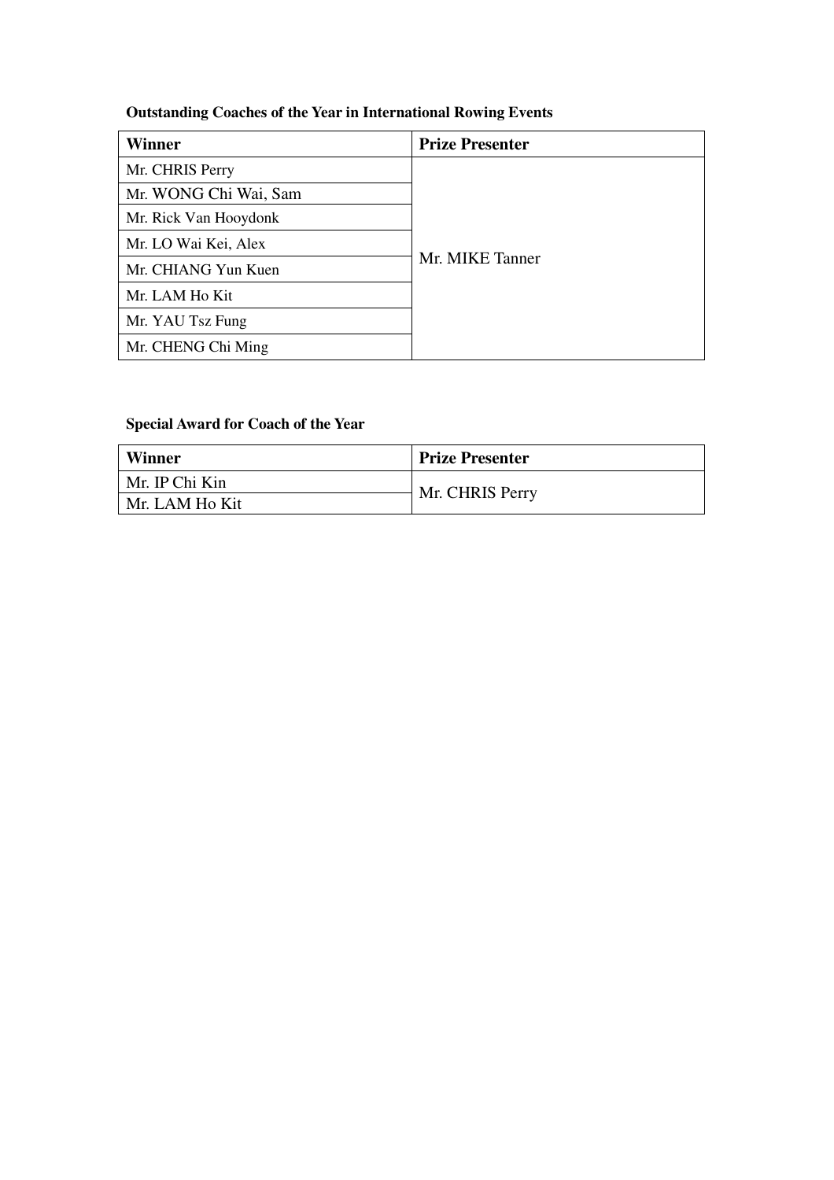**Outstanding Coaches of the Year in International Rowing Events**

| Winner | Prize Presenter |
|---|---|
| Mr. CHRIS Perry | Mr. MIKE Tanner |
| Mr. WONG Chi Wai, Sam | |
| Mr. Rick Van Hooydonk | |
| Mr. LO Wai Kei, Alex | |
| Mr. CHIANG Yun Kuen | |
| Mr. LAM Ho Kit | |
| Mr. YAU Tsz Fung | |
| Mr. CHENG Chi Ming | |

**Special Award for Coach of the Year**

| Winner | Prize Presenter |
|---|---|
| Mr. IP Chi Kin | Mr. CHRIS Perry |
| Mr. LAM Ho Kit | |